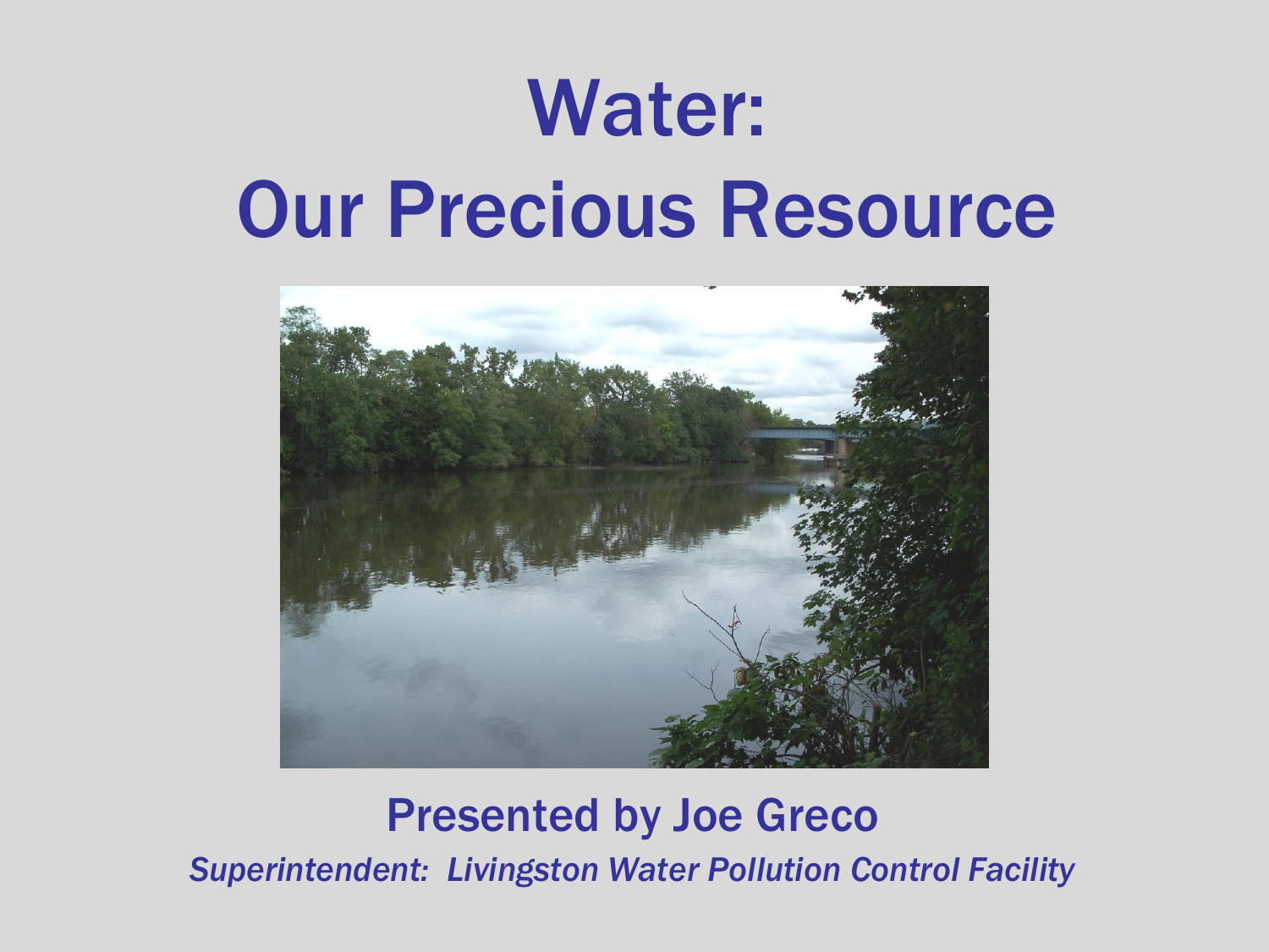# Water:
# Our Precious Resource

## Presented by Joe Greco

*Superintendent: Livingston Water Pollution Control Facility*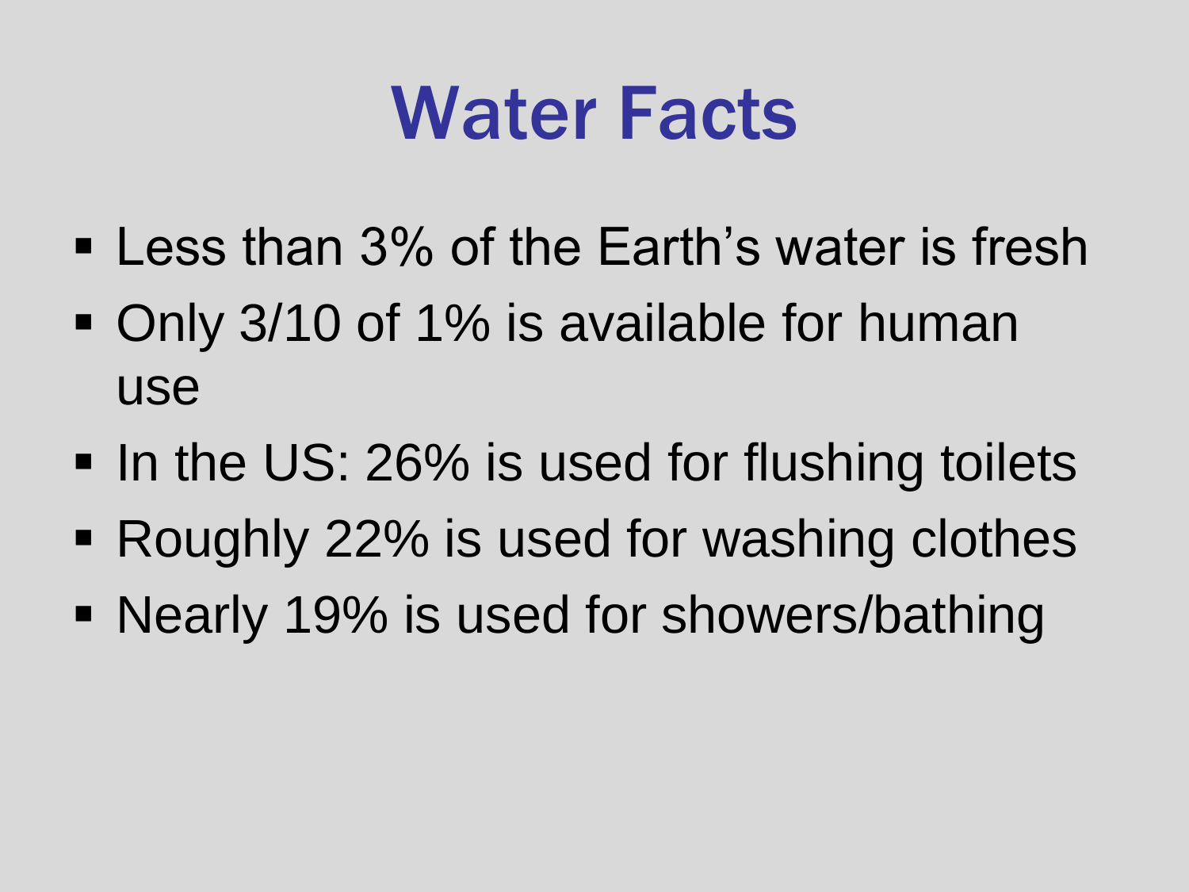# Water Facts

- Less than 3% of the Earth's water is fresh
- Only 3/10 of 1% is available for human use
- In the US: 26% is used for flushing toilets
- Roughly 22% is used for washing clothes
- Nearly 19% is used for showers/bathing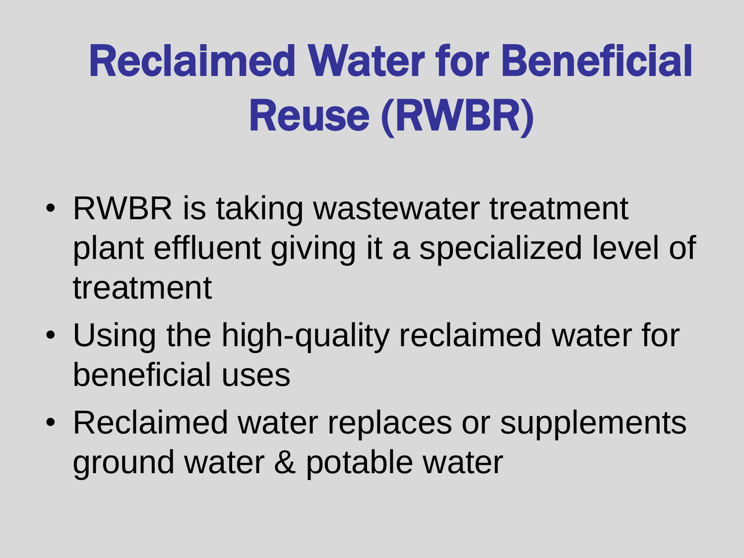# Reclaimed Water for Beneficial Reuse (RWBR)

- RWBR is taking wastewater treatment plant effluent giving it a specialized level of treatment
- Using the high-quality reclaimed water for beneficial uses
- Reclaimed water replaces or supplements ground water & potable water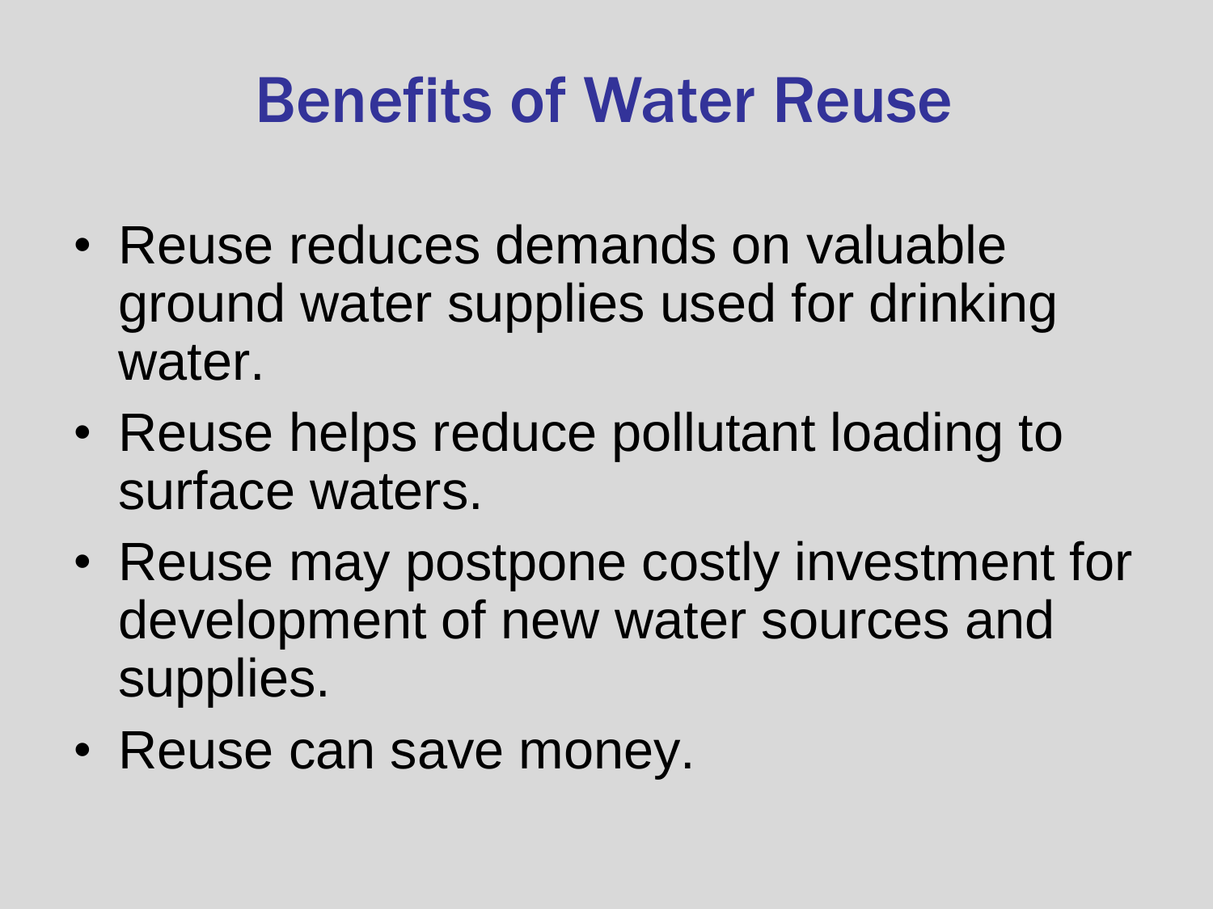# Benefits of Water Reuse

- Reuse reduces demands on valuable ground water supplies used for drinking water.
- Reuse helps reduce pollutant loading to surface waters.
- Reuse may postpone costly investment for development of new water sources and supplies.
- Reuse can save money.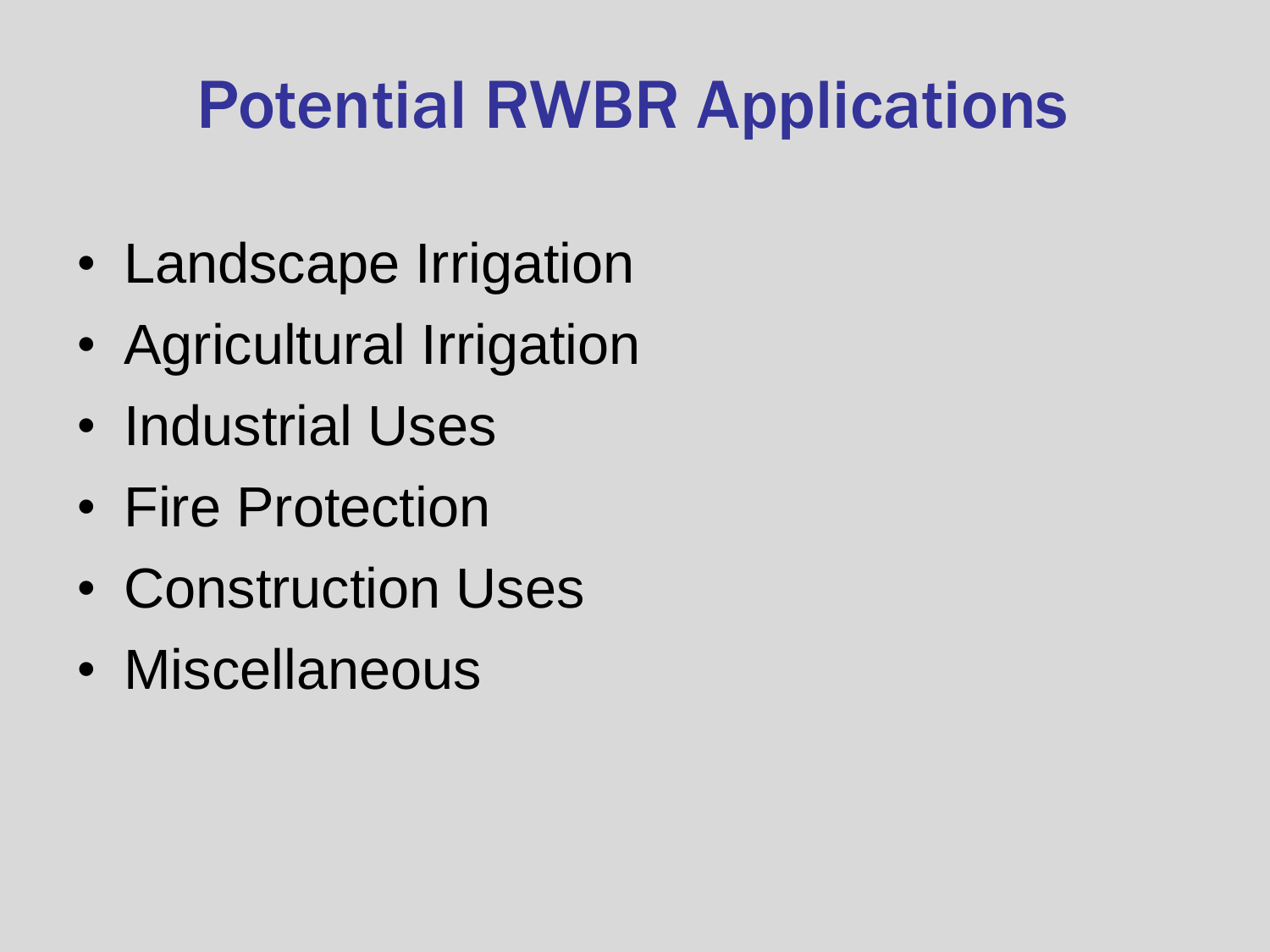# Potential RWBR Applications

- Landscape Irrigation
- Agricultural Irrigation
- Industrial Uses
- Fire Protection
- Construction Uses
- Miscellaneous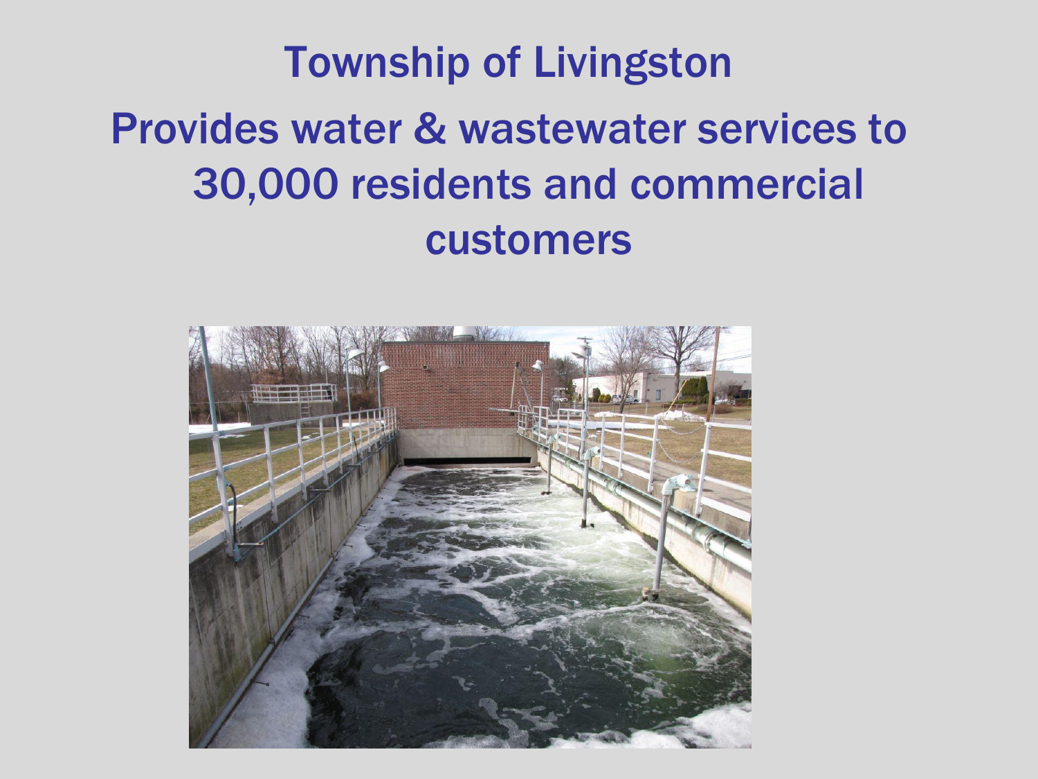# Township of Livingston

## Provides water & wastewater services to 30,000 residents and commercial customers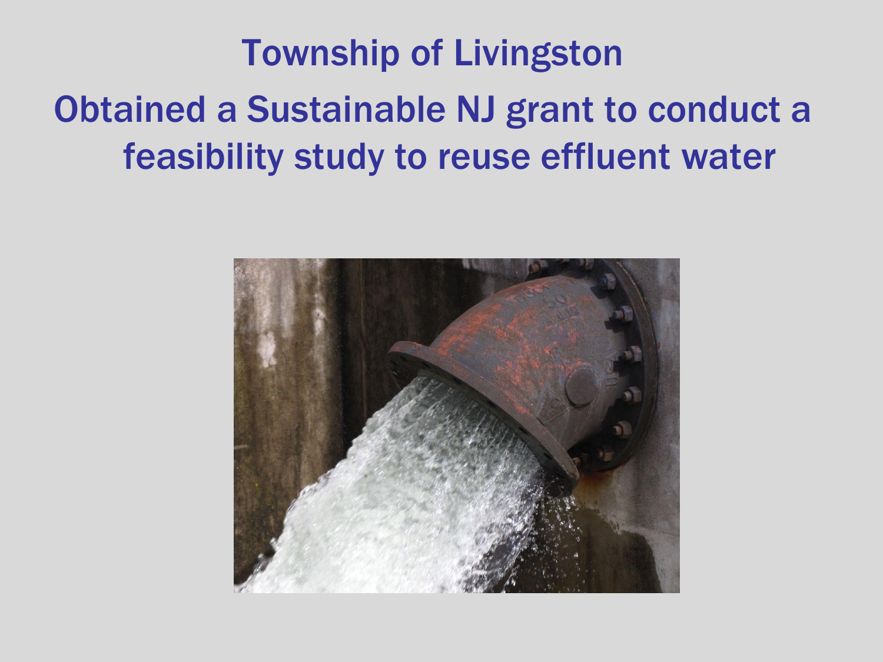# Township of Livingston

## Obtained a Sustainable NJ grant to conduct a feasibility study to reuse effluent water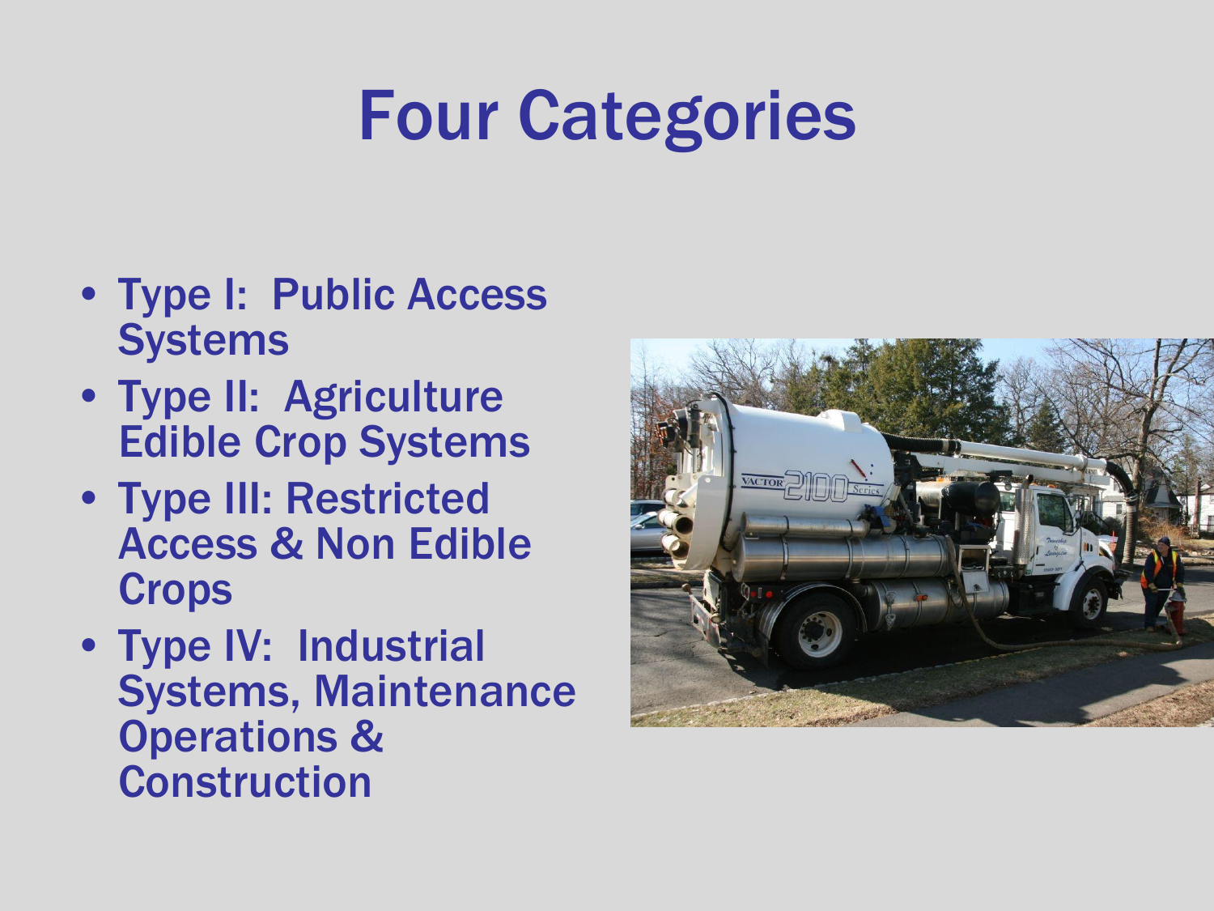# Four Categories

- Type I: Public Access Systems
- Type II: Agriculture Edible Crop Systems
- Type III: Restricted Access & Non Edible Crops
- Type IV: Industrial Systems, Maintenance Operations & Construction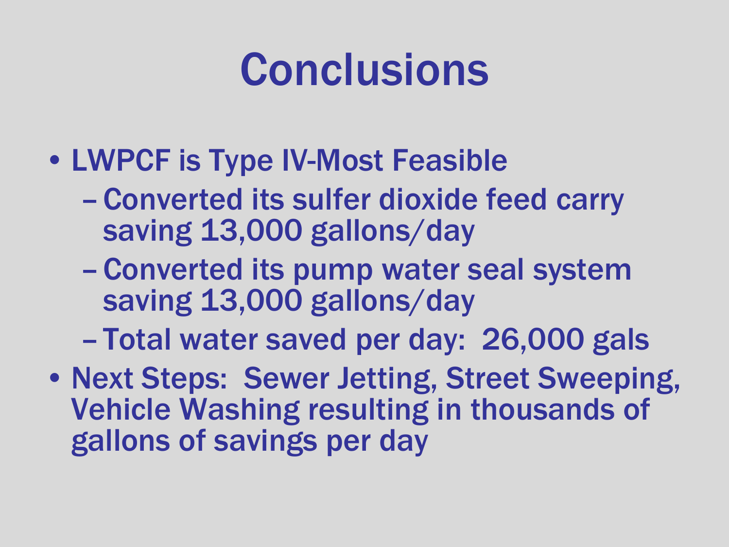# Conclusions

- LWPCF is Type IV-Most Feasible
  - Converted its sulfer dioxide feed carry saving 13,000 gallons/day
  - Converted its pump water seal system saving 13,000 gallons/day
  - Total water saved per day: 26,000 gals
- Next Steps: Sewer Jetting, Street Sweeping, Vehicle Washing resulting in thousands of gallons of savings per day